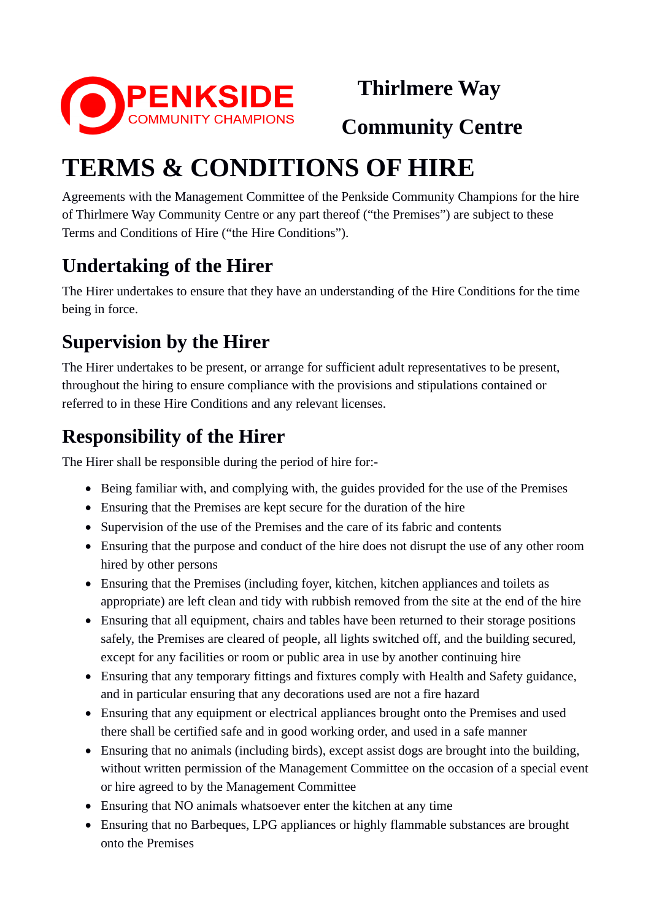PENKSIDE
COMMUNITY CHAMPIONS

**Thirlmere Way**

**Community Centre**

# TERMS & CONDITIONS OF HIRE

Agreements with the Management Committee of the Penkside Community Champions for the hire of Thirlmere Way Community Centre or any part thereof ("the Premises") are subject to these Terms and Conditions of Hire ("the Hire Conditions").

## Undertaking of the Hirer

The Hirer undertakes to ensure that they have an understanding of the Hire Conditions for the time being in force.

## Supervision by the Hirer

The Hirer undertakes to be present, or arrange for sufficient adult representatives to be present, throughout the hiring to ensure compliance with the provisions and stipulations contained or referred to in these Hire Conditions and any relevant licenses.

## Responsibility of the Hirer

The Hirer shall be responsible during the period of hire for:-

- Being familiar with, and complying with, the guides provided for the use of the Premises
- Ensuring that the Premises are kept secure for the duration of the hire
- Supervision of the use of the Premises and the care of its fabric and contents
- Ensuring that the purpose and conduct of the hire does not disrupt the use of any other room hired by other persons
- Ensuring that the Premises (including foyer, kitchen, kitchen appliances and toilets as appropriate) are left clean and tidy with rubbish removed from the site at the end of the hire
- Ensuring that all equipment, chairs and tables have been returned to their storage positions safely, the Premises are cleared of people, all lights switched off, and the building secured, except for any facilities or room or public area in use by another continuing hire
- Ensuring that any temporary fittings and fixtures comply with Health and Safety guidance, and in particular ensuring that any decorations used are not a fire hazard
- Ensuring that any equipment or electrical appliances brought onto the Premises and used there shall be certified safe and in good working order, and used in a safe manner
- Ensuring that no animals (including birds), except assist dogs are brought into the building, without written permission of the Management Committee on the occasion of a special event or hire agreed to by the Management Committee
- Ensuring that NO animals whatsoever enter the kitchen at any time
- Ensuring that no Barbeques, LPG appliances or highly flammable substances are brought onto the Premises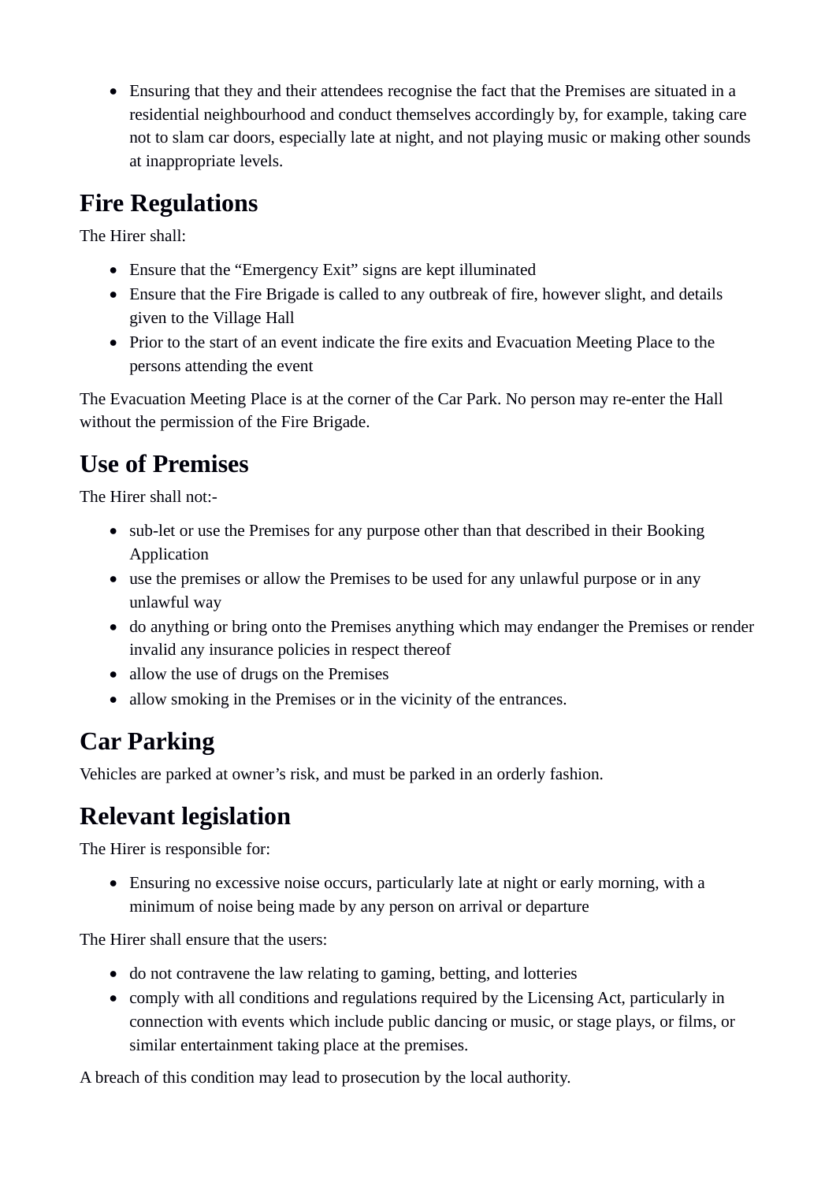- Ensuring that they and their attendees recognise the fact that the Premises are situated in a residential neighbourhood and conduct themselves accordingly by, for example, taking care not to slam car doors, especially late at night, and not playing music or making other sounds at inappropriate levels.

## Fire Regulations

The Hirer shall:

- Ensure that the "Emergency Exit" signs are kept illuminated
- Ensure that the Fire Brigade is called to any outbreak of fire, however slight, and details given to the Village Hall
- Prior to the start of an event indicate the fire exits and Evacuation Meeting Place to the persons attending the event

The Evacuation Meeting Place is at the corner of the Car Park. No person may re-enter the Hall without the permission of the Fire Brigade.

## Use of Premises

The Hirer shall not:-

- sub-let or use the Premises for any purpose other than that described in their Booking Application
- use the premises or allow the Premises to be used for any unlawful purpose or in any unlawful way
- do anything or bring onto the Premises anything which may endanger the Premises or render invalid any insurance policies in respect thereof
- allow the use of drugs on the Premises
- allow smoking in the Premises or in the vicinity of the entrances.

## Car Parking

Vehicles are parked at owner's risk, and must be parked in an orderly fashion.

## Relevant legislation

The Hirer is responsible for:

- Ensuring no excessive noise occurs, particularly late at night or early morning, with a minimum of noise being made by any person on arrival or departure

The Hirer shall ensure that the users:

- do not contravene the law relating to gaming, betting, and lotteries
- comply with all conditions and regulations required by the Licensing Act, particularly in connection with events which include public dancing or music, or stage plays, or films, or similar entertainment taking place at the premises.

A breach of this condition may lead to prosecution by the local authority.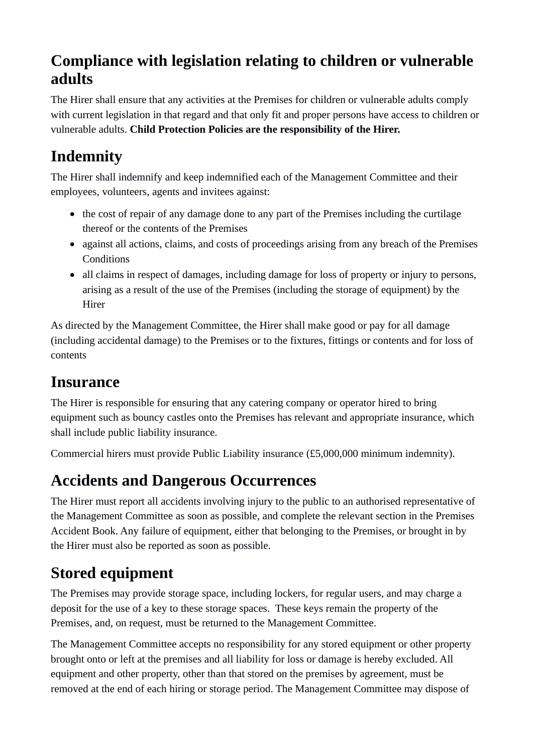## Compliance with legislation relating to children or vulnerable adults

The Hirer shall ensure that any activities at the Premises for children or vulnerable adults comply with current legislation in that regard and that only fit and proper persons have access to children or vulnerable adults. **Child Protection Policies are the responsibility of the Hirer.**

# Indemnity

The Hirer shall indemnify and keep indemnified each of the Management Committee and their employees, volunteers, agents and invitees against:

- the cost of repair of any damage done to any part of the Premises including the curtilage thereof or the contents of the Premises
- against all actions, claims, and costs of proceedings arising from any breach of the Premises Conditions
- all claims in respect of damages, including damage for loss of property or injury to persons, arising as a result of the use of the Premises (including the storage of equipment) by the Hirer

As directed by the Management Committee, the Hirer shall make good or pay for all damage (including accidental damage) to the Premises or to the fixtures, fittings or contents and for loss of contents

# Insurance

The Hirer is responsible for ensuring that any catering company or operator hired to bring equipment such as bouncy castles onto the Premises has relevant and appropriate insurance, which shall include public liability insurance.

Commercial hirers must provide Public Liability insurance (£5,000,000 minimum indemnity).

# Accidents and Dangerous Occurrences

The Hirer must report all accidents involving injury to the public to an authorised representative of the Management Committee as soon as possible, and complete the relevant section in the Premises Accident Book. Any failure of equipment, either that belonging to the Premises, or brought in by the Hirer must also be reported as soon as possible.

# Stored equipment

The Premises may provide storage space, including lockers, for regular users, and may charge a deposit for the use of a key to these storage spaces. These keys remain the property of the Premises, and, on request, must be returned to the Management Committee.

The Management Committee accepts no responsibility for any stored equipment or other property brought onto or left at the premises and all liability for loss or damage is hereby excluded. All equipment and other property, other than that stored on the premises by agreement, must be removed at the end of each hiring or storage period. The Management Committee may dispose of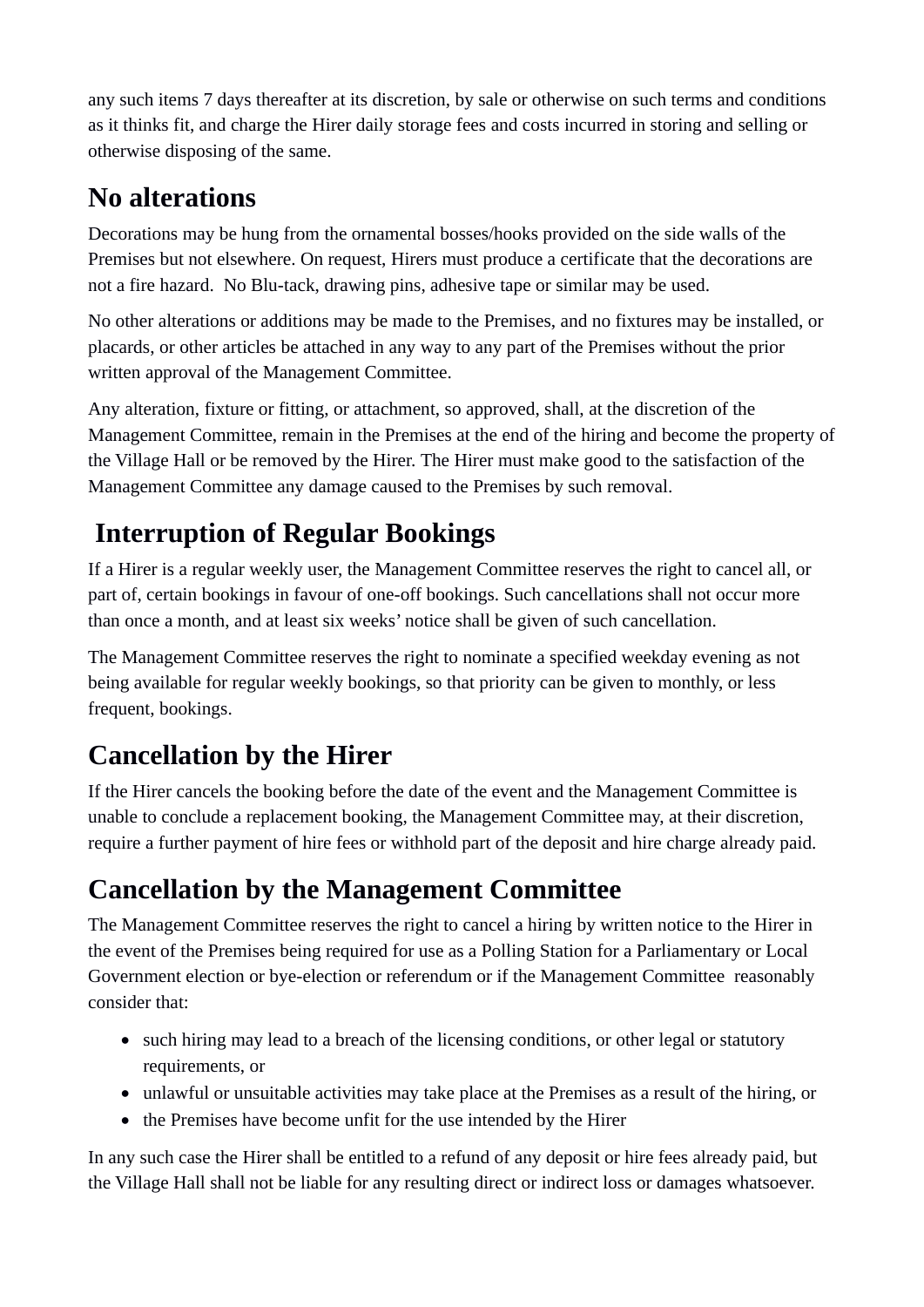any such items 7 days thereafter at its discretion, by sale or otherwise on such terms and conditions as it thinks fit, and charge the Hirer daily storage fees and costs incurred in storing and selling or otherwise disposing of the same.

## No alterations

Decorations may be hung from the ornamental bosses/hooks provided on the side walls of the Premises but not elsewhere. On request, Hirers must produce a certificate that the decorations are not a fire hazard. No Blu-tack, drawing pins, adhesive tape or similar may be used.

No other alterations or additions may be made to the Premises, and no fixtures may be installed, or placards, or other articles be attached in any way to any part of the Premises without the prior written approval of the Management Committee.

Any alteration, fixture or fitting, or attachment, so approved, shall, at the discretion of the Management Committee, remain in the Premises at the end of the hiring and become the property of the Village Hall or be removed by the Hirer. The Hirer must make good to the satisfaction of the Management Committee any damage caused to the Premises by such removal.

## Interruption of Regular Bookings

If a Hirer is a regular weekly user, the Management Committee reserves the right to cancel all, or part of, certain bookings in favour of one-off bookings. Such cancellations shall not occur more than once a month, and at least six weeks' notice shall be given of such cancellation.

The Management Committee reserves the right to nominate a specified weekday evening as not being available for regular weekly bookings, so that priority can be given to monthly, or less frequent, bookings.

## Cancellation by the Hirer

If the Hirer cancels the booking before the date of the event and the Management Committee is unable to conclude a replacement booking, the Management Committee may, at their discretion, require a further payment of hire fees or withhold part of the deposit and hire charge already paid.

## Cancellation by the Management Committee

The Management Committee reserves the right to cancel a hiring by written notice to the Hirer in the event of the Premises being required for use as a Polling Station for a Parliamentary or Local Government election or bye-election or referendum or if the Management Committee reasonably consider that:

- such hiring may lead to a breach of the licensing conditions, or other legal or statutory requirements, or
- unlawful or unsuitable activities may take place at the Premises as a result of the hiring, or
- the Premises have become unfit for the use intended by the Hirer

In any such case the Hirer shall be entitled to a refund of any deposit or hire fees already paid, but the Village Hall shall not be liable for any resulting direct or indirect loss or damages whatsoever.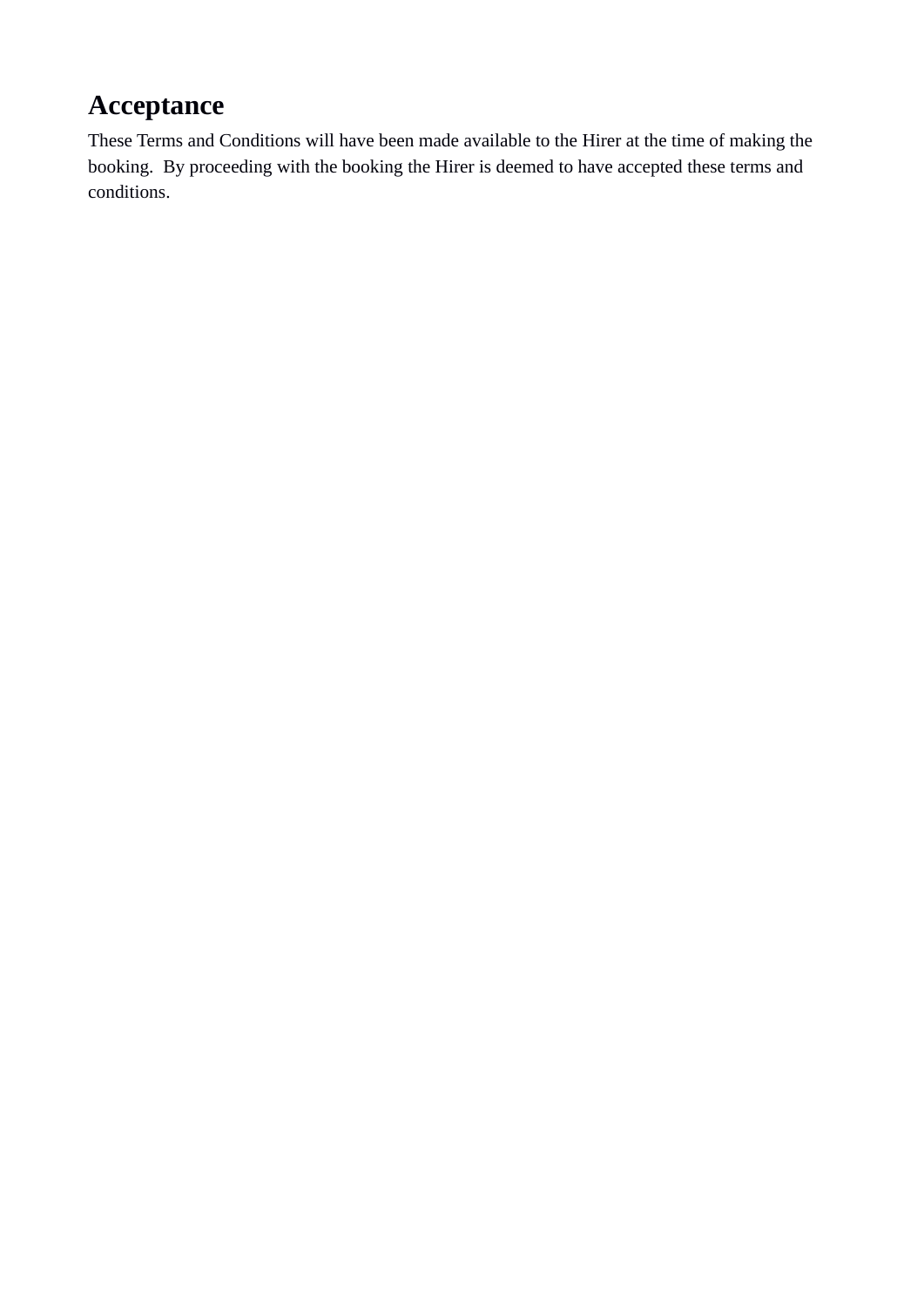## Acceptance

These Terms and Conditions will have been made available to the Hirer at the time of making the booking. By proceeding with the booking the Hirer is deemed to have accepted these terms and conditions.